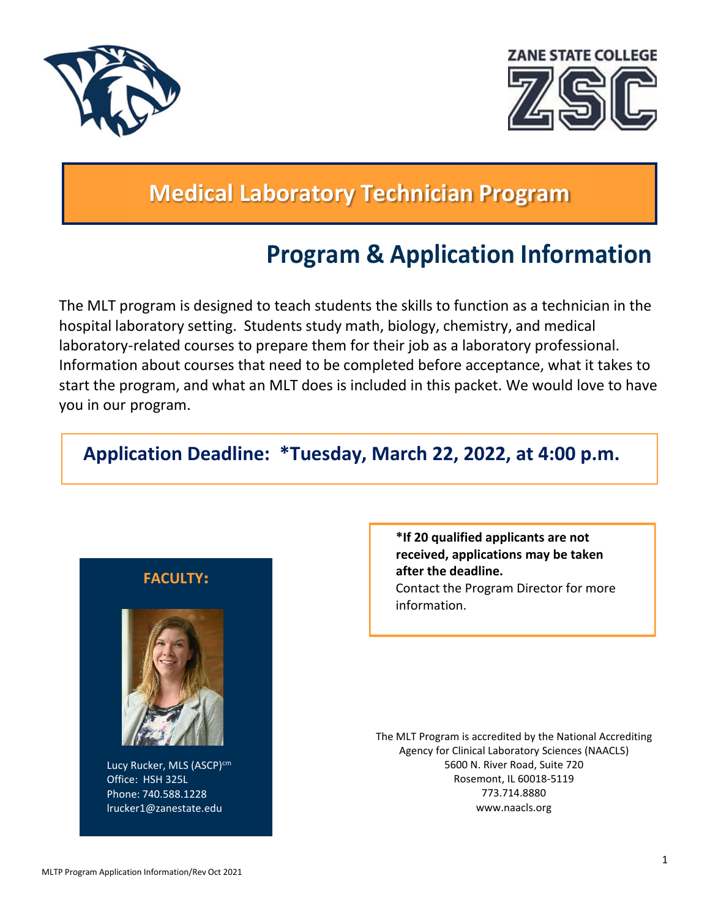ZANE STATE COLLEGE

ZSC

# Medical Laboratory Technician Program

## Program & Application Information

The MLT program is designed to teach students the skills to function as a technician in the hospital laboratory setting. Students study math, biology, chemistry, and medical laboratory-related courses to prepare them for their job as a laboratory professional. Information about courses that need to be completed before acceptance, what it takes to start the program, and what an MLT does is included in this packet. We would love to have you in our program.

### Application Deadline: *Tuesday, March 22, 2022, at 4:00 p.m.

**FACULTY:**

Lucy Rucker, MLS (ASCP)[cm]
Office: HSH 325L
Phone: 740.588.1228
lrucker1@zanestate.edu

***If 20 qualified applicants are not received, applications may be taken after the deadline.**
Contact the Program Director for more information.

The MLT Program is accredited by the National Accrediting Agency for Clinical Laboratory Sciences (NAACLS)
5600 N. River Road, Suite 720
Rosemont, IL 60018-5119
773.714.8880
www.naacls.org

MLTP Program Application Information/Rev Oct 2021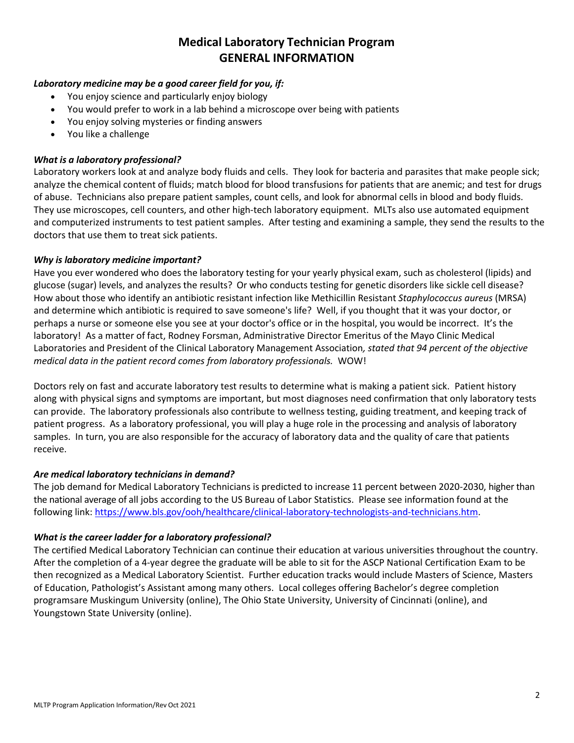# Medical Laboratory Technician Program
# GENERAL INFORMATION

***Laboratory medicine may be a good career field for you, if:***

- You enjoy science and particularly enjoy biology
- You would prefer to work in a lab behind a microscope over being with patients
- You enjoy solving mysteries or finding answers
- You like a challenge

***What is a laboratory professional?***

Laboratory workers look at and analyze body fluids and cells. They look for bacteria and parasites that make people sick; analyze the chemical content of fluids; match blood for blood transfusions for patients that are anemic; and test for drugs of abuse. Technicians also prepare patient samples, count cells, and look for abnormal cells in blood and body fluids. They use microscopes, cell counters, and other high-tech laboratory equipment. MLTs also use automated equipment and computerized instruments to test patient samples. After testing and examining a sample, they send the results to the doctors that use them to treat sick patients.

***Why is laboratory medicine important?***

Have you ever wondered who does the laboratory testing for your yearly physical exam, such as cholesterol (lipids) and glucose (sugar) levels, and analyzes the results? Or who conducts testing for genetic disorders like sickle cell disease? How about those who identify an antibiotic resistant infection like Methicillin Resistant *Staphylococcus aureus* (MRSA) and determine which antibiotic is required to save someone's life? Well, if you thought that it was your doctor, or perhaps a nurse or someone else you see at your doctor's office or in the hospital, you would be incorrect. It's the laboratory! As a matter of fact, Rodney Forsman, Administrative Director Emeritus of the Mayo Clinic Medical Laboratories and President of the Clinical Laboratory Management Association*, stated that 94 percent of the objective medical data in the patient record comes from laboratory professionals.* WOW!

Doctors rely on fast and accurate laboratory test results to determine what is making a patient sick. Patient history along with physical signs and symptoms are important, but most diagnoses need confirmation that only laboratory tests can provide. The laboratory professionals also contribute to wellness testing, guiding treatment, and keeping track of patient progress. As a laboratory professional, you will play a huge role in the processing and analysis of laboratory samples. In turn, you are also responsible for the accuracy of laboratory data and the quality of care that patients receive.

***Are medical laboratory technicians in demand?***

The job demand for Medical Laboratory Technicians is predicted to increase 11 percent between 2020-2030, higher than the national average of all jobs according to the US Bureau of Labor Statistics. Please see information found at the following link: [https://www.bls.gov/ooh/healthcare/clinical-laboratory-technologists-and-technicians.htm](https://www.bls.gov/ooh/healthcare/clinical-laboratory-technologists-and-technicians.htm).

***What is the career ladder for a laboratory professional?***

The certified Medical Laboratory Technician can continue their education at various universities throughout the country. After the completion of a 4-year degree the graduate will be able to sit for the ASCP National Certification Exam to be then recognized as a Medical Laboratory Scientist. Further education tracks would include Masters of Science, Masters of Education, Pathologist's Assistant among many others. Local colleges offering Bachelor's degree completion programsare Muskingum University (online), The Ohio State University, University of Cincinnati (online), and Youngstown State University (online).

MLTP Program Application Information/Rev Oct 2021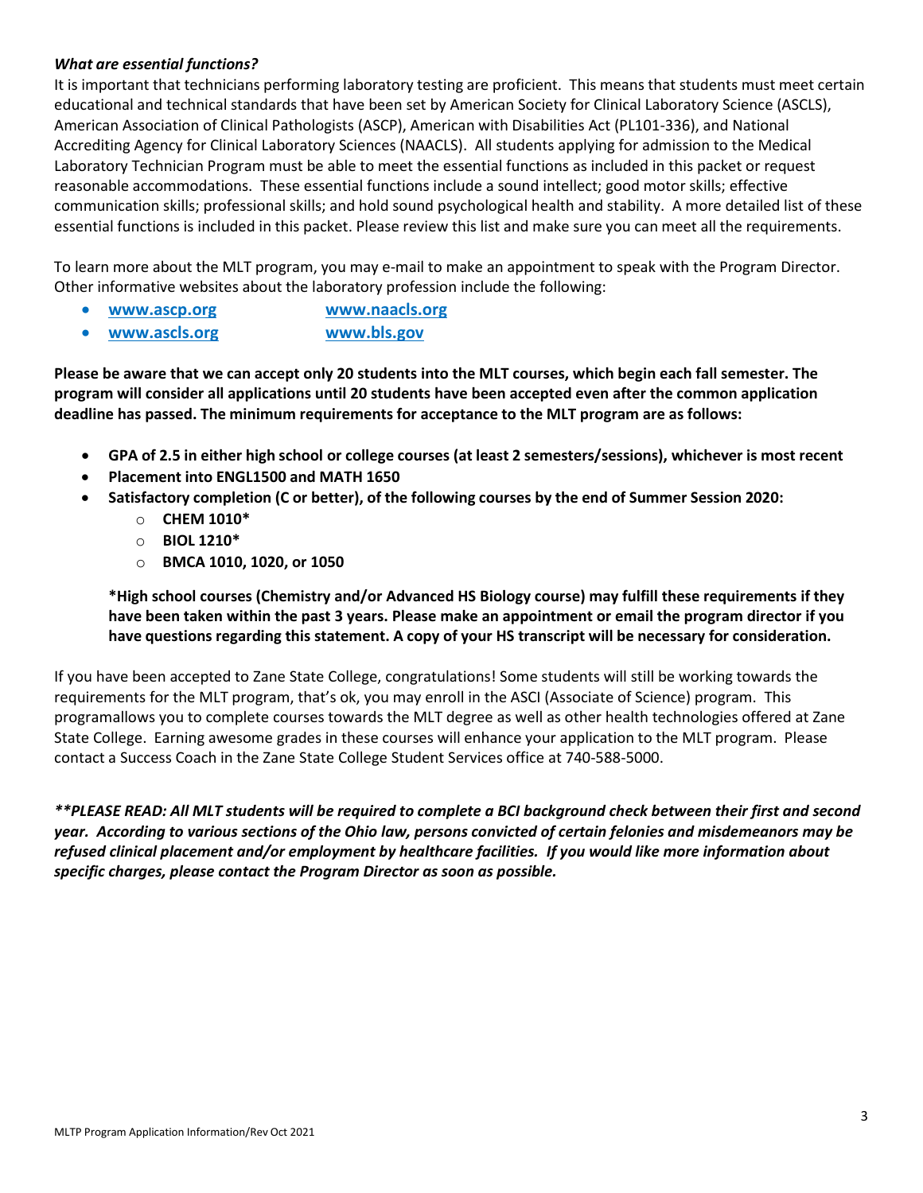***What are essential functions?***

It is important that technicians performing laboratory testing are proficient. This means that students must meet certain educational and technical standards that have been set by American Society for Clinical Laboratory Science (ASCLS), American Association of Clinical Pathologists (ASCP), American with Disabilities Act (PL101-336), and National Accrediting Agency for Clinical Laboratory Sciences (NAACLS). All students applying for admission to the Medical Laboratory Technician Program must be able to meet the essential functions as included in this packet or request reasonable accommodations. These essential functions include a sound intellect; good motor skills; effective communication skills; professional skills; and hold sound psychological health and stability. A more detailed list of these essential functions is included in this packet. Please review this list and make sure you can meet all the requirements.

To learn more about the MLT program, you may e-mail to make an appointment to speak with the Program Director. Other informative websites about the laboratory profession include the following:

- **www.ascp.org** **www.naacls.org**
- **www.ascls.org** **www.bls.gov**

**Please be aware that we can accept only 20 students into the MLT courses, which begin each fall semester. The program will consider all applications until 20 students have been accepted even after the common application deadline has passed. The minimum requirements for acceptance to the MLT program are as follows:**

- **GPA of 2.5 in either high school or college courses (at least 2 semesters/sessions), whichever is most recent**
- **Placement into ENGL1500 and MATH 1650**
- **Satisfactory completion (C or better), of the following courses by the end of Summer Session 2020:**
  - **CHEM 1010***
  - **BIOL 1210***
  - **BMCA 1010, 1020, or 1050**

**\*High school courses (Chemistry and/or Advanced HS Biology course) may fulfill these requirements if they have been taken within the past 3 years. Please make an appointment or email the program director if you have questions regarding this statement. A copy of your HS transcript will be necessary for consideration.**

If you have been accepted to Zane State College, congratulations! Some students will still be working towards the requirements for the MLT program, that's ok, you may enroll in the ASCI (Associate of Science) program. This programallows you to complete courses towards the MLT degree as well as other health technologies offered at Zane State College. Earning awesome grades in these courses will enhance your application to the MLT program. Please contact a Success Coach in the Zane State College Student Services office at 740-588-5000.

***\*\*PLEASE READ: All MLT students will be required to complete a BCI background check between their first and second year. According to various sections of the Ohio law, persons convicted of certain felonies and misdemeanors may be refused clinical placement and/or employment by healthcare facilities. If you would like more information about specific charges, please contact the Program Director as soon as possible.***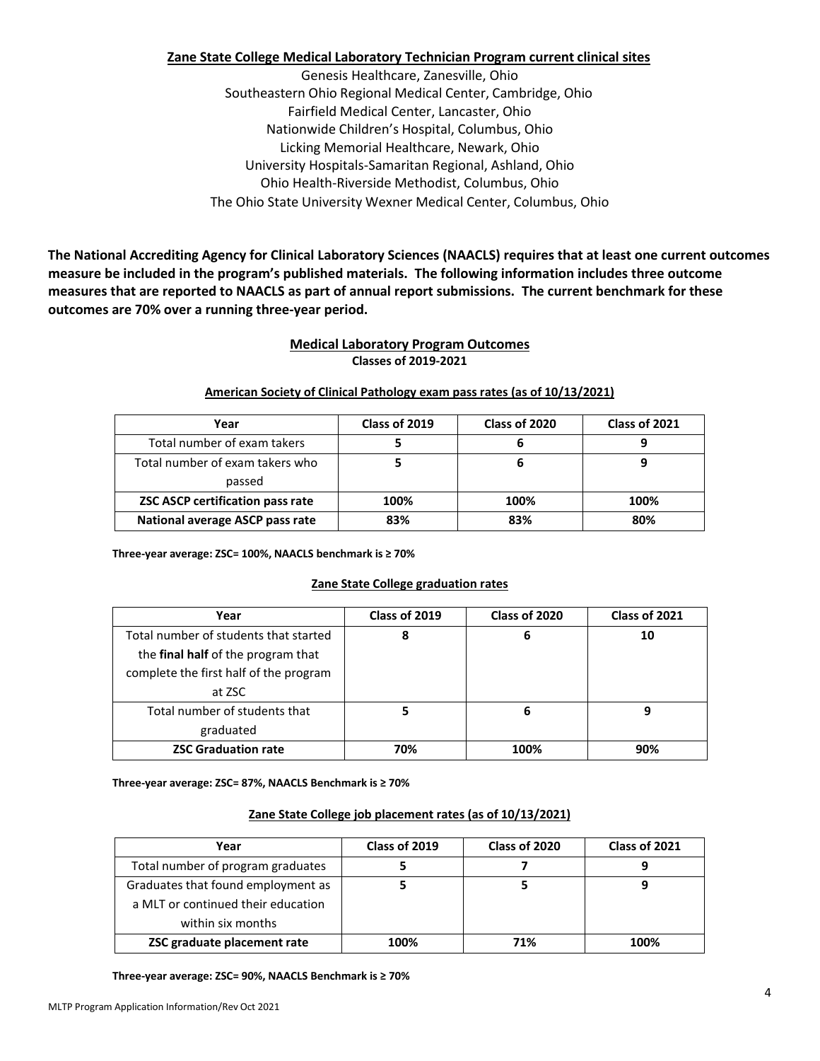## Zane State College Medical Laboratory Technician Program current clinical sites

Genesis Healthcare, Zanesville, Ohio
Southeastern Ohio Regional Medical Center, Cambridge, Ohio
Fairfield Medical Center, Lancaster, Ohio
Nationwide Children's Hospital, Columbus, Ohio
Licking Memorial Healthcare, Newark, Ohio
University Hospitals-Samaritan Regional, Ashland, Ohio
Ohio Health-Riverside Methodist, Columbus, Ohio
The Ohio State University Wexner Medical Center, Columbus, Ohio

**The National Accrediting Agency for Clinical Laboratory Sciences (NAACLS) requires that at least one current outcomes measure be included in the program's published materials. The following information includes three outcome measures that are reported to NAACLS as part of annual report submissions. The current benchmark for these outcomes are 70% over a running three-year period.**

## Medical Laboratory Program Outcomes

**Classes of 2019-2021**

### American Society of Clinical Pathology exam pass rates (as of 10/13/2021)

| Year | Class of 2019 | Class of 2020 | Class of 2021 |
|---|---|---|---|
| Total number of exam takers | **5** | **6** | **9** |
| Total number of exam takers who passed | **5** | **6** | **9** |
| **ZSC ASCP certification pass rate** | **100%** | **100%** | **100%** |
| **National average ASCP pass rate** | **83%** | **83%** | **80%** |

**Three-year average: ZSC= 100%, NAACLS benchmark is ≥ 70%**

### Zane State College graduation rates

| Year | Class of 2019 | Class of 2020 | Class of 2021 |
|---|---|---|---|
| Total number of students that started the **final half** of the program that complete the first half of the program at ZSC | **8** | **6** | **10** |
| Total number of students that graduated | **5** | **6** | **9** |
| **ZSC Graduation rate** | **70%** | **100%** | **90%** |

**Three-year average: ZSC= 87%, NAACLS Benchmark is ≥ 70%**

### Zane State College job placement rates (as of 10/13/2021)

| Year | Class of 2019 | Class of 2020 | Class of 2021 |
|---|---|---|---|
| Total number of program graduates | **5** | **7** | **9** |
| Graduates that found employment as a MLT or continued their education within six months | **5** | **5** | **9** |
| **ZSC graduate placement rate** | **100%** | **71%** | **100%** |

**Three-year average: ZSC= 90%, NAACLS Benchmark is ≥ 70%**

MLTP Program Application Information/Rev Oct 2021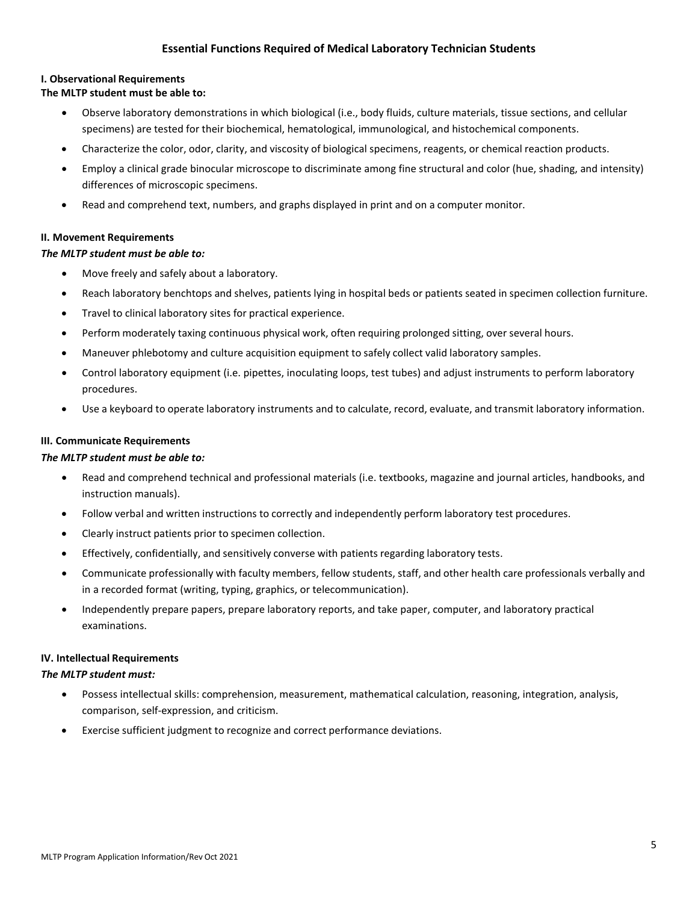## Essential Functions Required of Medical Laboratory Technician Students

### I. Observational Requirements

**The MLTP student must be able to:**

- Observe laboratory demonstrations in which biological (i.e., body fluids, culture materials, tissue sections, and cellular specimens) are tested for their biochemical, hematological, immunological, and histochemical components.
- Characterize the color, odor, clarity, and viscosity of biological specimens, reagents, or chemical reaction products.
- Employ a clinical grade binocular microscope to discriminate among fine structural and color (hue, shading, and intensity) differences of microscopic specimens.
- Read and comprehend text, numbers, and graphs displayed in print and on a computer monitor.

### II. Movement Requirements

***The MLTP student must be able to:***

- Move freely and safely about a laboratory.
- Reach laboratory benchtops and shelves, patients lying in hospital beds or patients seated in specimen collection furniture.
- Travel to clinical laboratory sites for practical experience.
- Perform moderately taxing continuous physical work, often requiring prolonged sitting, over several hours.
- Maneuver phlebotomy and culture acquisition equipment to safely collect valid laboratory samples.
- Control laboratory equipment (i.e. pipettes, inoculating loops, test tubes) and adjust instruments to perform laboratory procedures.
- Use a keyboard to operate laboratory instruments and to calculate, record, evaluate, and transmit laboratory information.

### III. Communicate Requirements

***The MLTP student must be able to:***

- Read and comprehend technical and professional materials (i.e. textbooks, magazine and journal articles, handbooks, and instruction manuals).
- Follow verbal and written instructions to correctly and independently perform laboratory test procedures.
- Clearly instruct patients prior to specimen collection.
- Effectively, confidentially, and sensitively converse with patients regarding laboratory tests.
- Communicate professionally with faculty members, fellow students, staff, and other health care professionals verbally and in a recorded format (writing, typing, graphics, or telecommunication).
- Independently prepare papers, prepare laboratory reports, and take paper, computer, and laboratory practical examinations.

### IV. Intellectual Requirements

***The MLTP student must:***

- Possess intellectual skills: comprehension, measurement, mathematical calculation, reasoning, integration, analysis, comparison, self-expression, and criticism.
- Exercise sufficient judgment to recognize and correct performance deviations.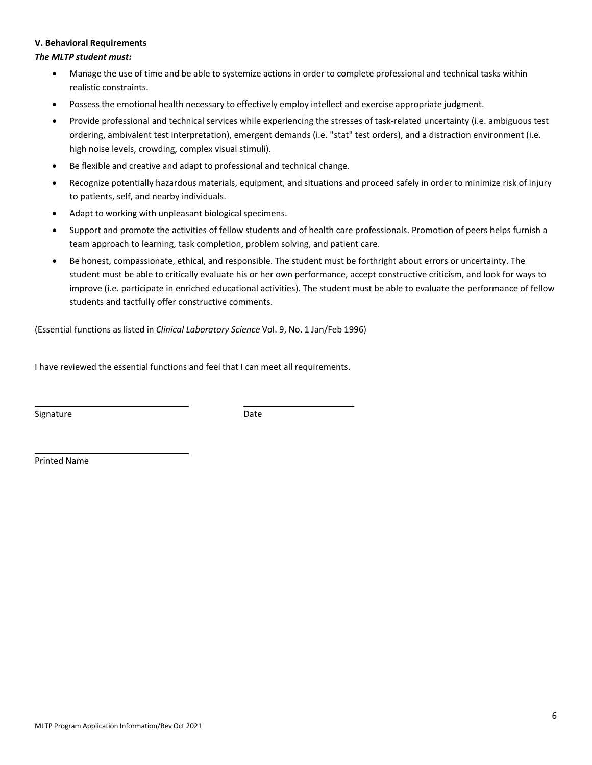### V. Behavioral Requirements

***The MLTP student must:***

- Manage the use of time and be able to systemize actions in order to complete professional and technical tasks within realistic constraints.
- Possess the emotional health necessary to effectively employ intellect and exercise appropriate judgment.
- Provide professional and technical services while experiencing the stresses of task-related uncertainty (i.e. ambiguous test ordering, ambivalent test interpretation), emergent demands (i.e. "stat" test orders), and a distraction environment (i.e. high noise levels, crowding, complex visual stimuli).
- Be flexible and creative and adapt to professional and technical change.
- Recognize potentially hazardous materials, equipment, and situations and proceed safely in order to minimize risk of injury to patients, self, and nearby individuals.
- Adapt to working with unpleasant biological specimens.
- Support and promote the activities of fellow students and of health care professionals. Promotion of peers helps furnish a team approach to learning, task completion, problem solving, and patient care.
- Be honest, compassionate, ethical, and responsible. The student must be forthright about errors or uncertainty. The student must be able to critically evaluate his or her own performance, accept constructive criticism, and look for ways to improve (i.e. participate in enriched educational activities). The student must be able to evaluate the performance of fellow students and tactfully offer constructive comments.

(Essential functions as listed in *Clinical Laboratory Science* Vol. 9, No. 1 Jan/Feb 1996)

I have reviewed the essential functions and feel that I can meet all requirements.

______________________________ ____________________

Signature Date

______________________________

Printed Name

MLTP Program Application Information/Rev Oct 2021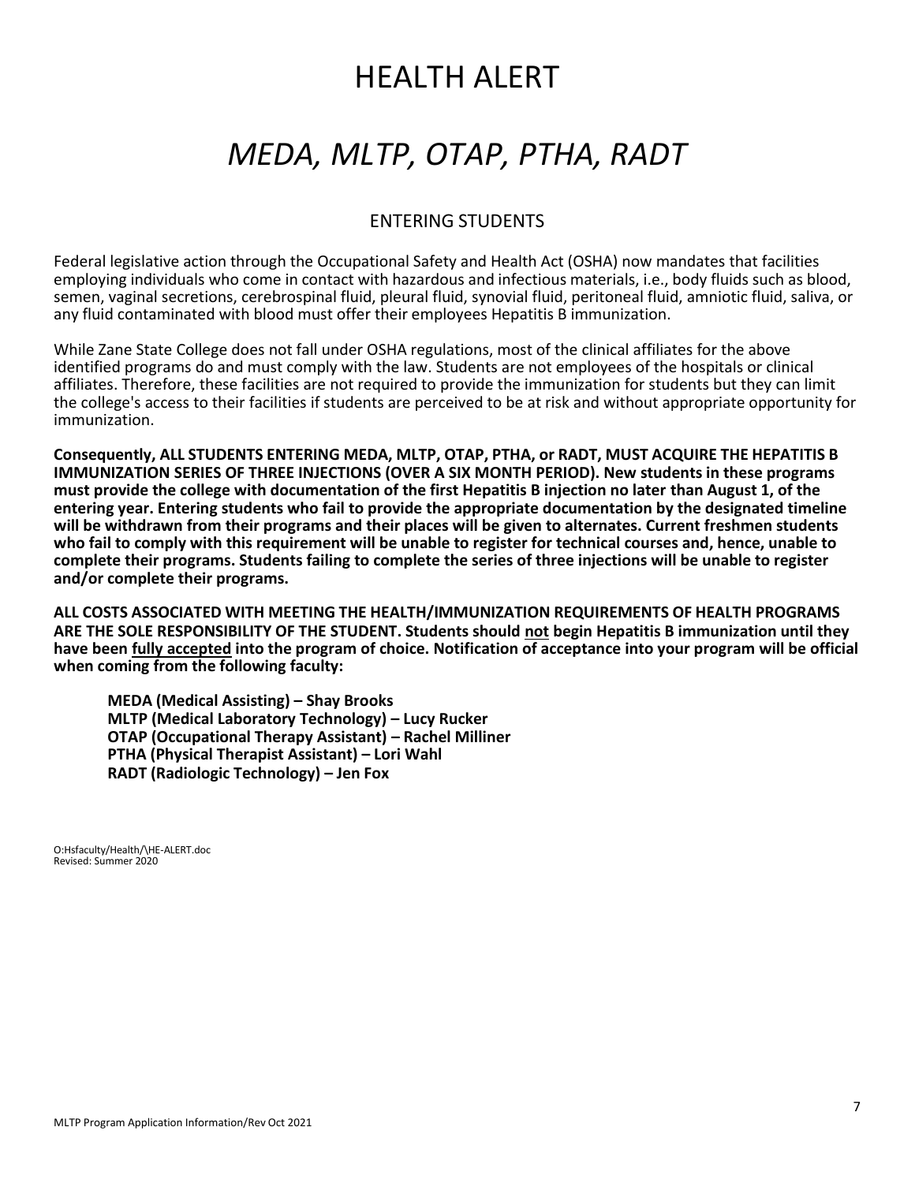# HEALTH ALERT

# *MEDA, MLTP, OTAP, PTHA, RADT*

## ENTERING STUDENTS

Federal legislative action through the Occupational Safety and Health Act (OSHA) now mandates that facilities employing individuals who come in contact with hazardous and infectious materials, i.e., body fluids such as blood, semen, vaginal secretions, cerebrospinal fluid, pleural fluid, synovial fluid, peritoneal fluid, amniotic fluid, saliva, or any fluid contaminated with blood must offer their employees Hepatitis B immunization.

While Zane State College does not fall under OSHA regulations, most of the clinical affiliates for the above identified programs do and must comply with the law. Students are not employees of the hospitals or clinical affiliates. Therefore, these facilities are not required to provide the immunization for students but they can limit the college's access to their facilities if students are perceived to be at risk and without appropriate opportunity for immunization.

**Consequently, ALL STUDENTS ENTERING MEDA, MLTP, OTAP, PTHA, or RADT, MUST ACQUIRE THE HEPATITIS B IMMUNIZATION SERIES OF THREE INJECTIONS (OVER A SIX MONTH PERIOD). New students in these programs must provide the college with documentation of the first Hepatitis B injection no later than August 1, of the entering year. Entering students who fail to provide the appropriate documentation by the designated timeline will be withdrawn from their programs and their places will be given to alternates. Current freshmen students who fail to comply with this requirement will be unable to register for technical courses and, hence, unable to complete their programs. Students failing to complete the series of three injections will be unable to register and/or complete their programs.**

**ALL COSTS ASSOCIATED WITH MEETING THE HEALTH/IMMUNIZATION REQUIREMENTS OF HEALTH PROGRAMS ARE THE SOLE RESPONSIBILITY OF THE STUDENT. Students should <u>not</u> begin Hepatitis B immunization until they have been <u>fully accepted</u> into the program of choice. Notification of acceptance into your program will be official when coming from the following faculty:**

**MEDA (Medical Assisting) – Shay Brooks**
**MLTP (Medical Laboratory Technology) – Lucy Rucker**
**OTAP (Occupational Therapy Assistant) – Rachel Milliner**
**PTHA (Physical Therapist Assistant) – Lori Wahl**
**RADT (Radiologic Technology) – Jen Fox**

O:Hsfaculty/Health/\HE-ALERT.doc
Revised: Summer 2020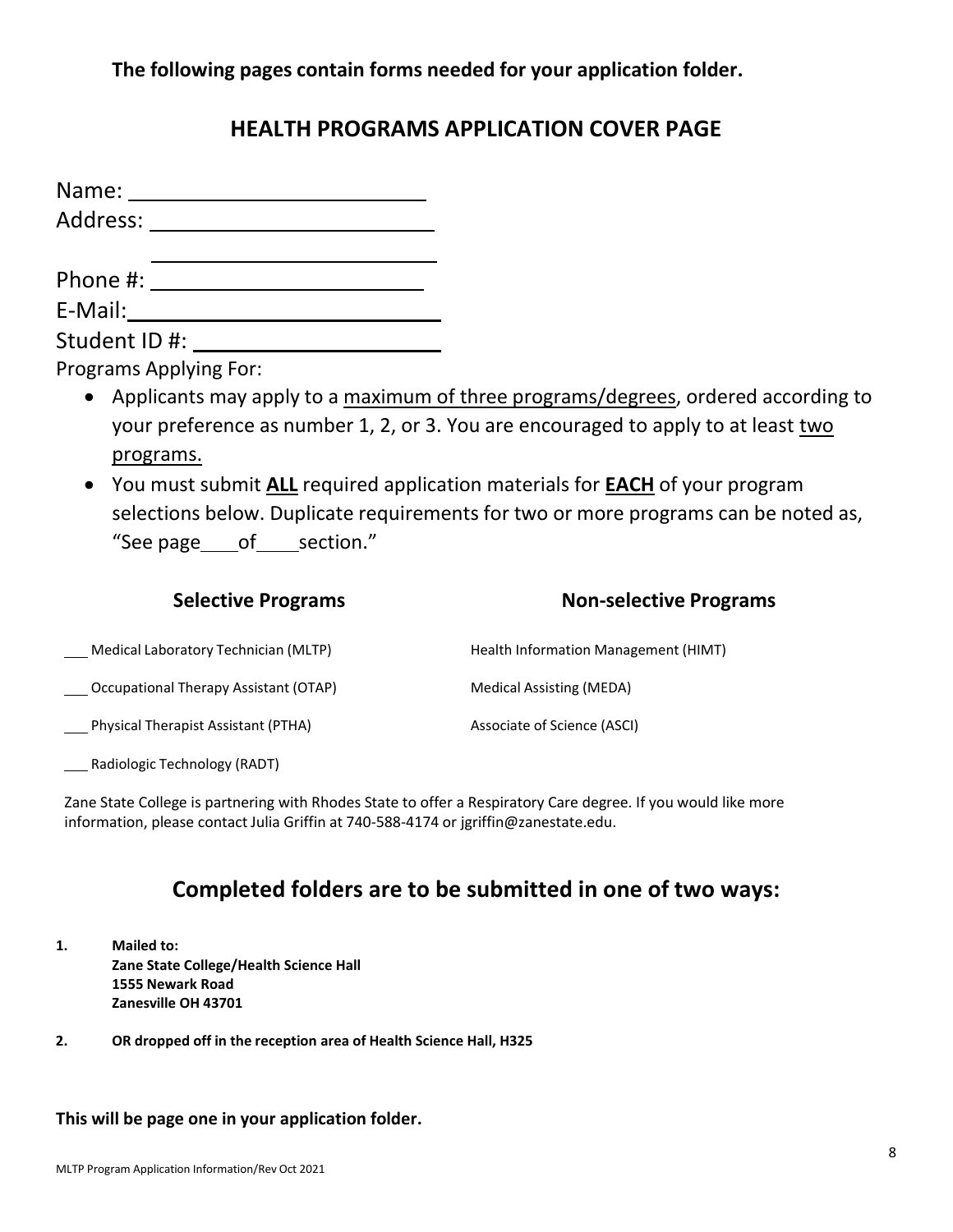**The following pages contain forms needed for your application folder.**

## HEALTH PROGRAMS APPLICATION COVER PAGE

Name: ______________________

Address: ______________________

______________________

Phone #: ______________________

E-Mail: ______________________

Student ID #: ______________________

Programs Applying For:

- Applicants may apply to a maximum of three programs/degrees, ordered according to your preference as number 1, 2, or 3. You are encouraged to apply to at least two programs.
- You must submit **ALL** required application materials for **EACH** of your program selections below. Duplicate requirements for two or more programs can be noted as, "See page ____ of ____ section."

| Selective Programs | Non-selective Programs |
|---|---|
| ___ Medical Laboratory Technician (MLTP) | Health Information Management (HIMT) |
| ___ Occupational Therapy Assistant (OTAP) | Medical Assisting (MEDA) |
| ___ Physical Therapist Assistant (PTHA) | Associate of Science (ASCI) |
| ___ Radiologic Technology (RADT) | |

Zane State College is partnering with Rhodes State to offer a Respiratory Care degree. If you would like more information, please contact Julia Griffin at 740-588-4174 or jgriffin@zanestate.edu.

## Completed folders are to be submitted in one of two ways:

1. **Mailed to:**
   **Zane State College/Health Science Hall**
   **1555 Newark Road**
   **Zanesville OH 43701**

2. **OR dropped off in the reception area of Health Science Hall, H325**

**This will be page one in your application folder.**

MLTP Program Application Information/Rev Oct 2021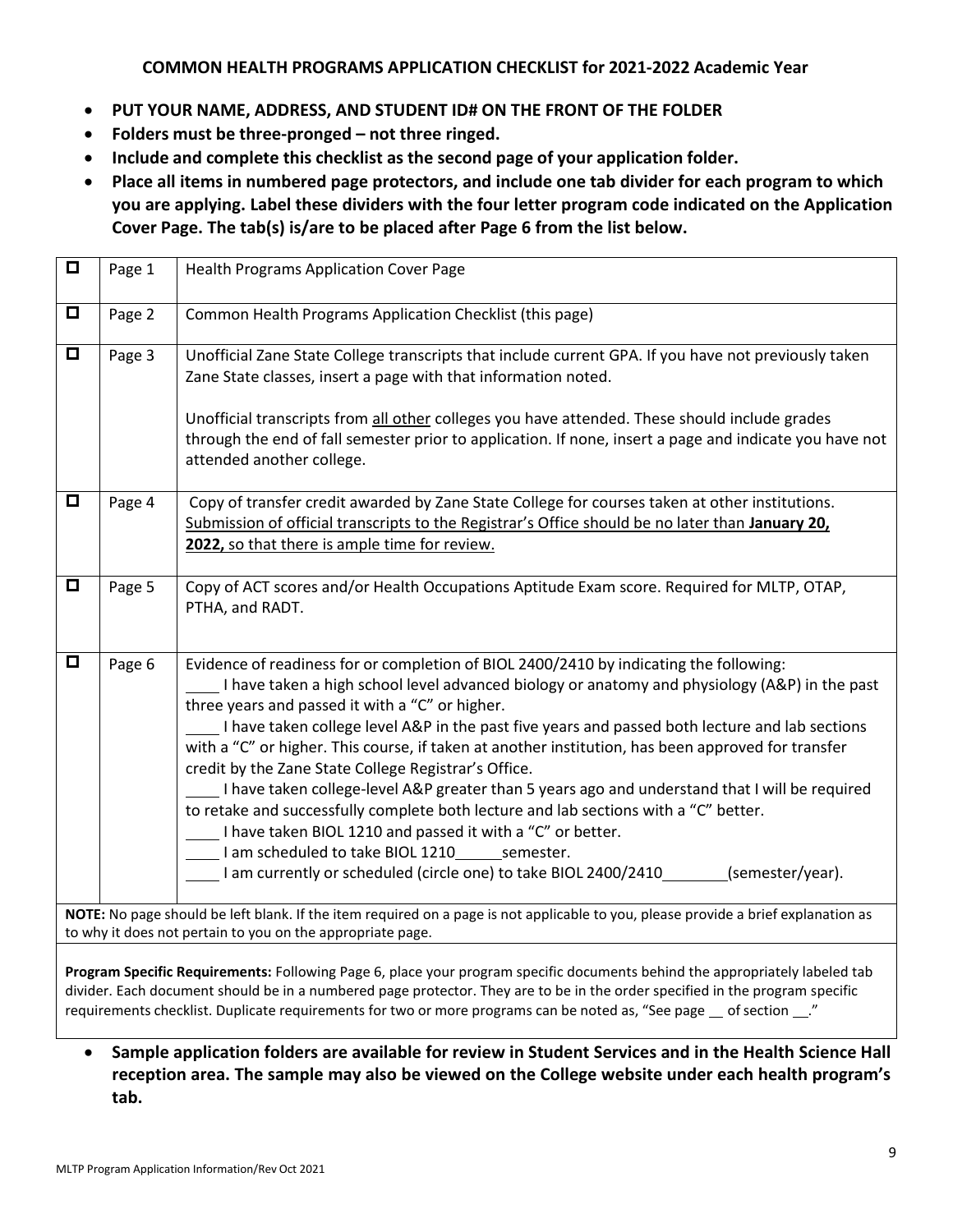**COMMON HEALTH PROGRAMS APPLICATION CHECKLIST for 2021-2022 Academic Year**

- **PUT YOUR NAME, ADDRESS, AND STUDENT ID# ON THE FRONT OF THE FOLDER**
- **Folders must be three-pronged – not three ringed.**
- **Include and complete this checklist as the second page of your application folder.**
- **Place all items in numbered page protectors, and include one tab divider for each program to which you are applying. Label these dividers with the four letter program code indicated on the Application Cover Page. The tab(s) is/are to be placed after Page 6 from the list below.**

| | | |
|---|---|---|
| ☐ | Page 1 | Health Programs Application Cover Page |
| ☐ | Page 2 | Common Health Programs Application Checklist (this page) |
| ☐ | Page 3 | Unofficial Zane State College transcripts that include current GPA. If you have not previously taken Zane State classes, insert a page with that information noted.<br><br>Unofficial transcripts from <u>all other</u> colleges you have attended. These should include grades through the end of fall semester prior to application. If none, insert a page and indicate you have not attended another college. |
| ☐ | Page 4 | Copy of transfer credit awarded by Zane State College for courses taken at other institutions. <u>Submission of official transcripts to the Registrar's Office should be no later than</u> **<u>January 20, 2022,</u>** <u>so that there is ample time for review.</u> |
| ☐ | Page 5 | Copy of ACT scores and/or Health Occupations Aptitude Exam score. Required for MLTP, OTAP, PTHA, and RADT. |
| ☐ | Page 6 | Evidence of readiness for or completion of BIOL 2400/2410 by indicating the following:<br>____ I have taken a high school level advanced biology or anatomy and physiology (A&P) in the past three years and passed it with a "C" or higher.<br>____ I have taken college level A&P in the past five years and passed both lecture and lab sections with a "C" or higher. This course, if taken at another institution, has been approved for transfer credit by the Zane State College Registrar's Office.<br>____ I have taken college-level A&P greater than 5 years ago and understand that I will be required to retake and successfully complete both lecture and lab sections with a "C" better.<br>____ I have taken BIOL 1210 and passed it with a "C" or better.<br>____ I am scheduled to take BIOL 1210______semester.<br>____ I am currently or scheduled (circle one) to take BIOL 2400/2410________(semester/year). |

**NOTE:** No page should be left blank. If the item required on a page is not applicable to you, please provide a brief explanation as to why it does not pertain to you on the appropriate page.

**Program Specific Requirements:** Following Page 6, place your program specific documents behind the appropriately labeled tab divider. Each document should be in a numbered page protector. They are to be in the order specified in the program specific requirements checklist. Duplicate requirements for two or more programs can be noted as, "See page __ of section __."

- **Sample application folders are available for review in Student Services and in the Health Science Hall reception area. The sample may also be viewed on the College website under each health program's tab.**

MLTP Program Application Information/Rev Oct 2021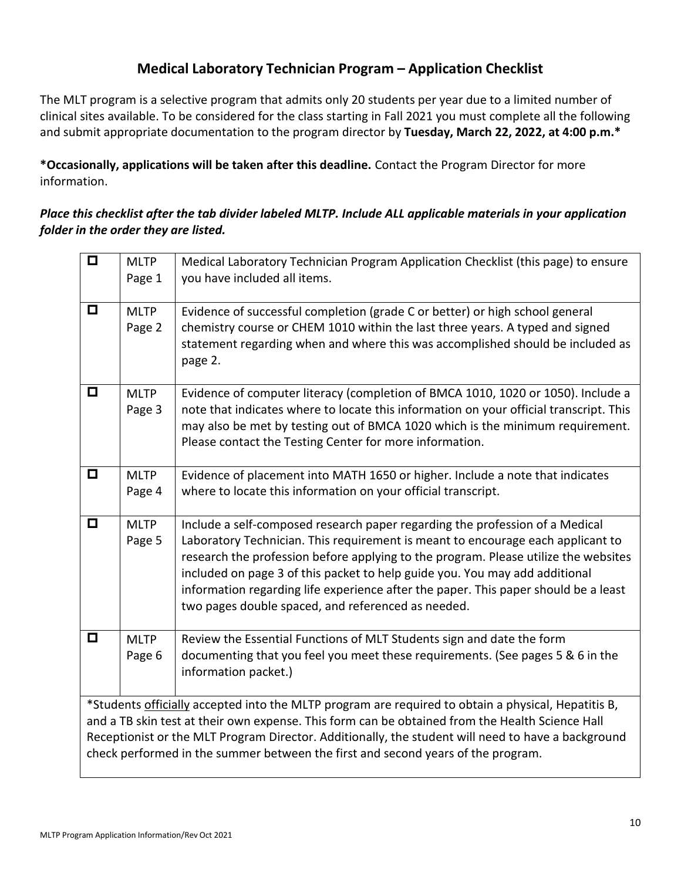## Medical Laboratory Technician Program – Application Checklist

The MLT program is a selective program that admits only 20 students per year due to a limited number of clinical sites available. To be considered for the class starting in Fall 2021 you must complete all the following and submit appropriate documentation to the program director by **Tuesday, March 22, 2022, at 4:00 p.m.***

**\*Occasionally, applications will be taken after this deadline.** Contact the Program Director for more information.

***Place this checklist after the tab divider labeled MLTP. Include ALL applicable materials in your application folder in the order they are listed.***

| | | |
|---|---|---|
| ☐ | MLTP Page 1 | Medical Laboratory Technician Program Application Checklist (this page) to ensure you have included all items. |
| ☐ | MLTP Page 2 | Evidence of successful completion (grade C or better) or high school general chemistry course or CHEM 1010 within the last three years. A typed and signed statement regarding when and where this was accomplished should be included as page 2. |
| ☐ | MLTP Page 3 | Evidence of computer literacy (completion of BMCA 1010, 1020 or 1050). Include a note that indicates where to locate this information on your official transcript. This may also be met by testing out of BMCA 1020 which is the minimum requirement. Please contact the Testing Center for more information. |
| ☐ | MLTP Page 4 | Evidence of placement into MATH 1650 or higher. Include a note that indicates where to locate this information on your official transcript. |
| ☐ | MLTP Page 5 | Include a self-composed research paper regarding the profession of a Medical Laboratory Technician. This requirement is meant to encourage each applicant to research the profession before applying to the program. Please utilize the websites included on page 3 of this packet to help guide you. You may add additional information regarding life experience after the paper. This paper should be a least two pages double spaced, and referenced as needed. |
| ☐ | MLTP Page 6 | Review the Essential Functions of MLT Students sign and date the form documenting that you feel you meet these requirements. (See pages 5 & 6 in the information packet.) |

\*Students <u>officially</u> accepted into the MLTP program are required to obtain a physical, Hepatitis B, and a TB skin test at their own expense. This form can be obtained from the Health Science Hall Receptionist or the MLT Program Director. Additionally, the student will need to have a background check performed in the summer between the first and second years of the program.

MLTP Program Application Information/Rev Oct 2021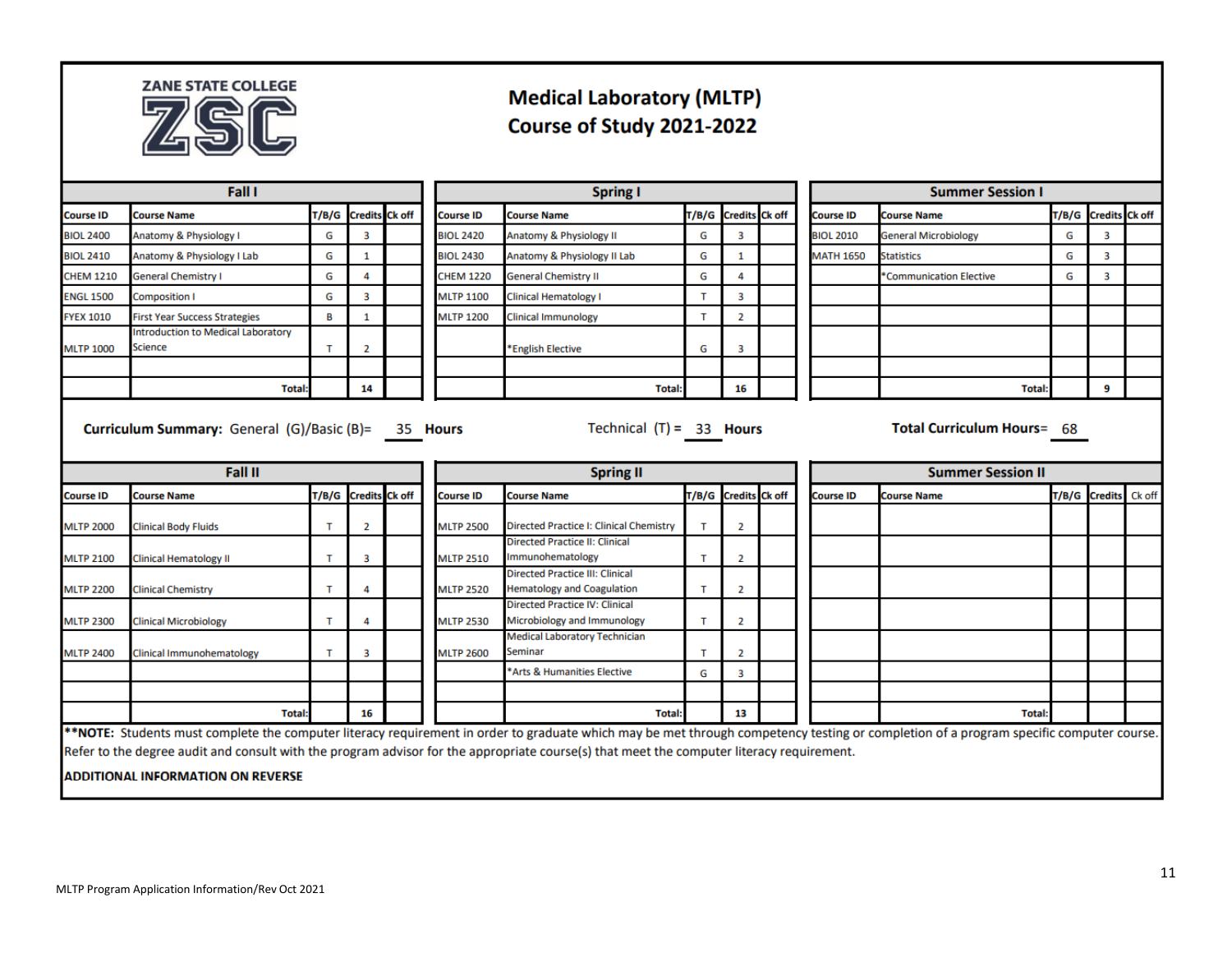ZANE STATE COLLEGE

# Medical Laboratory (MLTP) Course of Study 2021-2022

## Fall I

| Course ID | Course Name | T/B/G | Credits | Ck off |
|---|---|---|---|---|
| BIOL 2400 | Anatomy & Physiology I | G | 3 | |
| BIOL 2410 | Anatomy & Physiology I Lab | G | 1 | |
| CHEM 1210 | General Chemistry I | G | 4 | |
| ENGL 1500 | Composition I | G | 3 | |
| FYEX 1010 | First Year Success Strategies | B | 1 | |
| MLTP 1000 | Introduction to Medical Laboratory Science | T | 2 | |
| | | | | |
| | Total: | | 14 | |

## Spring I

| Course ID | Course Name | T/B/G | Credits | Ck off |
|---|---|---|---|---|
| BIOL 2420 | Anatomy & Physiology II | G | 3 | |
| BIOL 2430 | Anatomy & Physiology II Lab | G | 1 | |
| CHEM 1220 | General Chemistry II | G | 4 | |
| MLTP 1100 | Clinical Hematology I | T | 3 | |
| MLTP 1200 | Clinical Immunology | T | 2 | |
| | *English Elective | G | 3 | |
| | | | | |
| | Total: | | 16 | |

## Summer Session I

| Course ID | Course Name | T/B/G | Credits | Ck off |
|---|---|---|---|---|
| BIOL 2010 | General Microbiology | G | 3 | |
| MATH 1650 | Statistics | G | 3 | |
| | *Communication Elective | G | 3 | |
| | | | | |
| | Total: | | 9 | |

**Curriculum Summary:** General (G)/Basic (B)= 35 **Hours** Technical (T) = 33 **Hours** **Total Curriculum Hours**= 68

## Fall II

| Course ID | Course Name | T/B/G | Credits | Ck off |
|---|---|---|---|---|
| MLTP 2000 | Clinical Body Fluids | T | 2 | |
| MLTP 2100 | Clinical Hematology II | T | 3 | |
| MLTP 2200 | Clinical Chemistry | T | 4 | |
| MLTP 2300 | Clinical Microbiology | T | 4 | |
| MLTP 2400 | Clinical Immunohematology | T | 3 | |
| | | | | |
| | Total: | | 16 | |

## Spring II

| Course ID | Course Name | T/B/G | Credits | Ck off |
|---|---|---|---|---|
| MLTP 2500 | Directed Practice I: Clinical Chemistry | T | 2 | |
| MLTP 2510 | Directed Practice II: Clinical Immunohematology | T | 2 | |
| MLTP 2520 | Directed Practice III: Clinical Hematology and Coagulation | T | 2 | |
| MLTP 2530 | Directed Practice IV: Clinical Microbiology and Immunology | T | 2 | |
| MLTP 2600 | Medical Laboratory Technician Seminar | T | 2 | |
| | *Arts & Humanities Elective | G | 3 | |
| | | | | |
| | Total: | | 13 | |

## Summer Session II

| Course ID | Course Name | T/B/G | Credits | Ck off |
|---|---|---|---|---|
| | | | | |
| | Total: | | | |

****NOTE:** Students must complete the computer literacy requirement in order to graduate which may be met through competency testing or completion of a program specific computer course. Refer to the degree audit and consult with the program advisor for the appropriate course(s) that meet the computer literacy requirement.

**ADDITIONAL INFORMATION ON REVERSE**

MLTP Program Application Information/Rev Oct 2021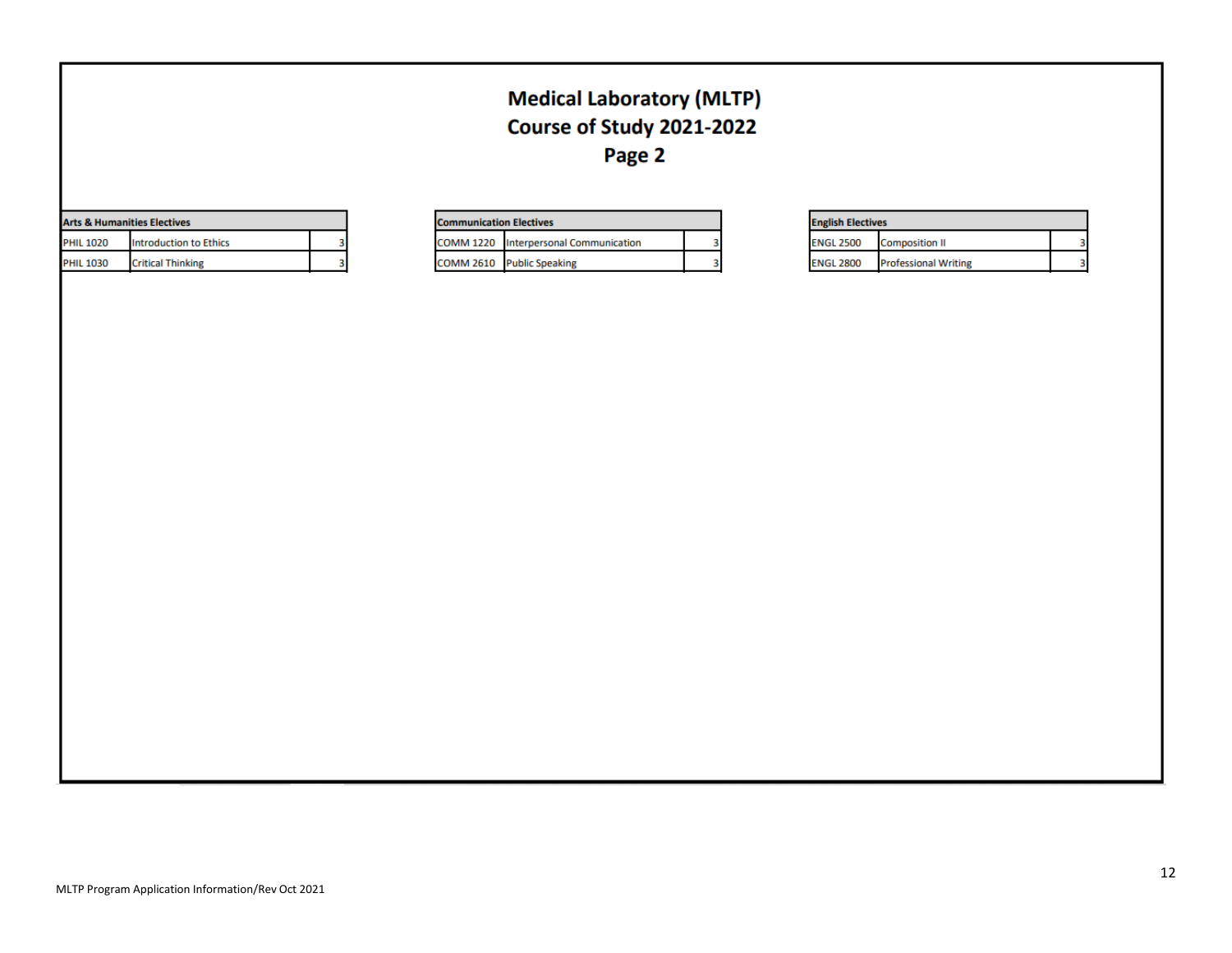# Medical Laboratory (MLTP)
# Course of Study 2021-2022
## Page 2

| Arts & Humanities Electives | | |
|---|---|---|
| PHIL 1020 | Introduction to Ethics | 3 |
| PHIL 1030 | Critical Thinking | 3 |

| Communication Electives | | |
|---|---|---|
| COMM 1220 | Interpersonal Communication | 3 |
| COMM 2610 | Public Speaking | 3 |

| English Electives | | |
|---|---|---|
| ENGL 2500 | Composition II | 3 |
| ENGL 2800 | Professional Writing | 3 |

MLTP Program Application Information/Rev Oct 2021